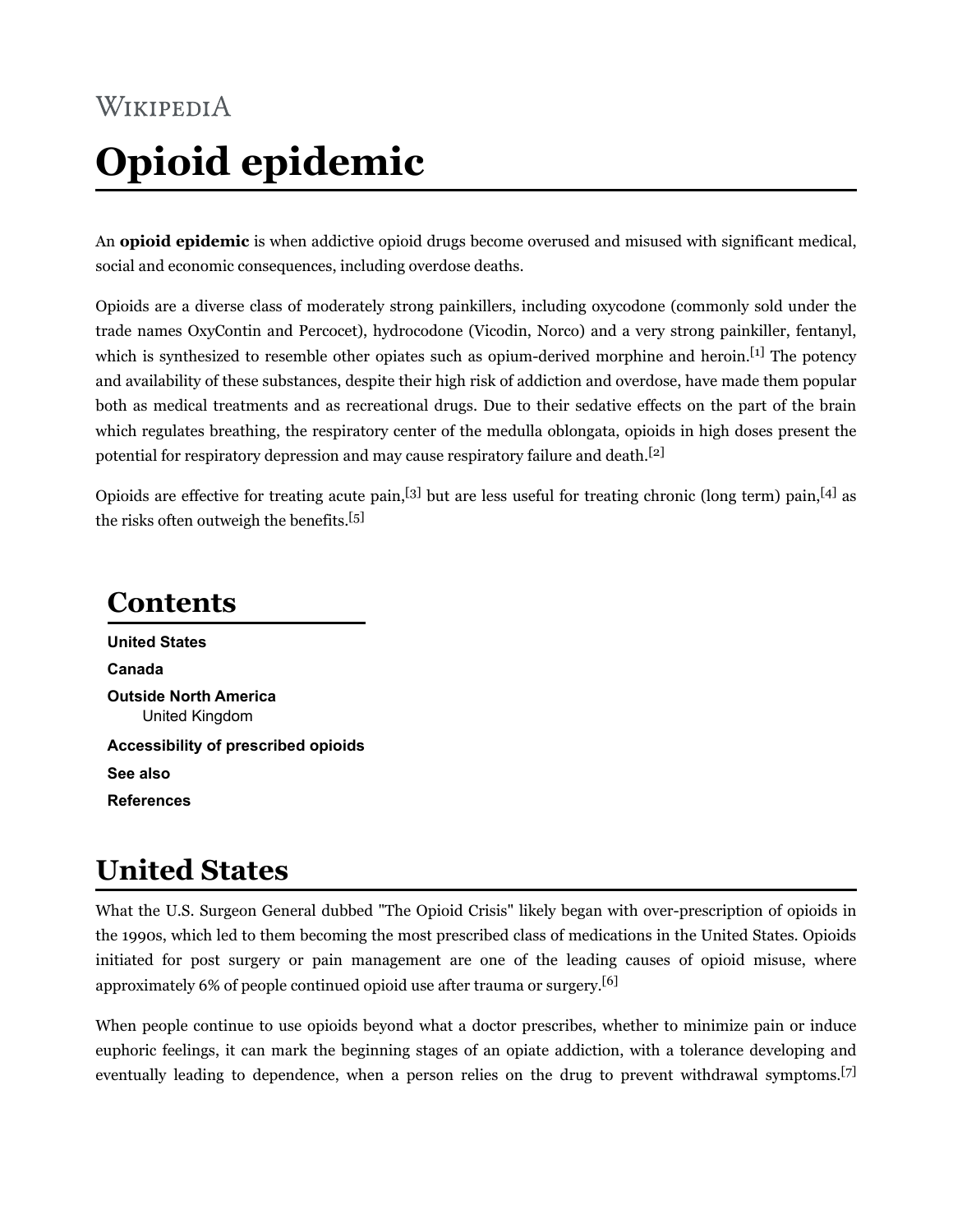Wikipedia

# Opioid epidemic

An **opioid epidemic** is when addictive opioid drugs become overused and misused with significant medical, social and economic consequences, including overdose deaths.

Opioids are a diverse class of moderately strong painkillers, including oxycodone (commonly sold under the trade names OxyContin and Percocet), hydrocodone (Vicodin, Norco) and a very strong painkiller, fentanyl, which is synthesized to resemble other opiates such as opium-derived morphine and heroin.[1] The potency and availability of these substances, despite their high risk of addiction and overdose, have made them popular both as medical treatments and as recreational drugs. Due to their sedative effects on the part of the brain which regulates breathing, the respiratory center of the medulla oblongata, opioids in high doses present the potential for respiratory depression and may cause respiratory failure and death.[2]

Opioids are effective for treating acute pain,[3] but are less useful for treating chronic (long term) pain,[4] as the risks often outweigh the benefits.[5]

## Contents

- **United States**
- **Canada**
- **Outside North America**
  - United Kingdom
- **Accessibility of prescribed opioids**
- **See also**
- **References**

## United States

What the U.S. Surgeon General dubbed "The Opioid Crisis" likely began with over-prescription of opioids in the 1990s, which led to them becoming the most prescribed class of medications in the United States. Opioids initiated for post surgery or pain management are one of the leading causes of opioid misuse, where approximately 6% of people continued opioid use after trauma or surgery.[6]

When people continue to use opioids beyond what a doctor prescribes, whether to minimize pain or induce euphoric feelings, it can mark the beginning stages of an opiate addiction, with a tolerance developing and eventually leading to dependence, when a person relies on the drug to prevent withdrawal symptoms.[7]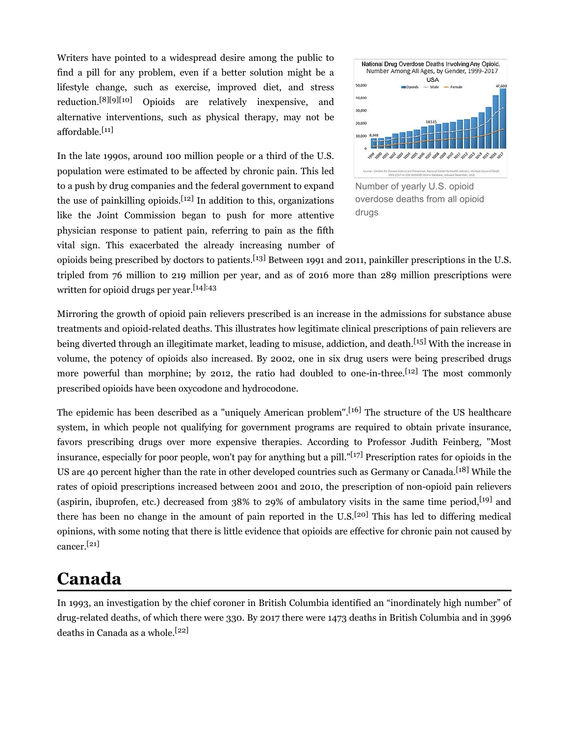Writers have pointed to a widespread desire among the public to find a pill for any problem, even if a better solution might be a lifestyle change, such as exercise, improved diet, and stress reduction.[8][9][10] Opioids are relatively inexpensive, and alternative interventions, such as physical therapy, may not be affordable.[11]

National Drug Overdose Deaths Involving Any Opioid.
Number Among All Ages, by Gender, 1999-2017
USA
Opioids — Male — Female
50,000
40,000
30,000
20,000
10,000
0
8,048
18,515
47,600
1999 2000 2001 2002 2003 2004 2005 2006 2007 2008 2009 2010 2011 2012 2013 2014 2015 2016 2017
Source: Centers for Disease Control and Prevention, National Center for Health Statistics. Multiple Cause of Death 1999-2017 on CDC WONDER Online Database, released December, 2018

Number of yearly U.S. opioid overdose deaths from all opioid drugs

In the late 1990s, around 100 million people or a third of the U.S. population were estimated to be affected by chronic pain. This led to a push by drug companies and the federal government to expand the use of painkilling opioids.[12] In addition to this, organizations like the Joint Commission began to push for more attentive physician response to patient pain, referring to pain as the fifth vital sign. This exacerbated the already increasing number of opioids being prescribed by doctors to patients.[13] Between 1991 and 2011, painkiller prescriptions in the U.S. tripled from 76 million to 219 million per year, and as of 2016 more than 289 million prescriptions were written for opioid drugs per year.[14]:43

Mirroring the growth of opioid pain relievers prescribed is an increase in the admissions for substance abuse treatments and opioid-related deaths. This illustrates how legitimate clinical prescriptions of pain relievers are being diverted through an illegitimate market, leading to misuse, addiction, and death.[15] With the increase in volume, the potency of opioids also increased. By 2002, one in six drug users were being prescribed drugs more powerful than morphine; by 2012, the ratio had doubled to one-in-three.[12] The most commonly prescribed opioids have been oxycodone and hydrocodone.

The epidemic has been described as a "uniquely American problem".[16] The structure of the US healthcare system, in which people not qualifying for government programs are required to obtain private insurance, favors prescribing drugs over more expensive therapies. According to Professor Judith Feinberg, "Most insurance, especially for poor people, won't pay for anything but a pill."[17] Prescription rates for opioids in the US are 40 percent higher than the rate in other developed countries such as Germany or Canada.[18] While the rates of opioid prescriptions increased between 2001 and 2010, the prescription of non-opioid pain relievers (aspirin, ibuprofen, etc.) decreased from 38% to 29% of ambulatory visits in the same time period,[19] and there has been no change in the amount of pain reported in the U.S.[20] This has led to differing medical opinions, with some noting that there is little evidence that opioids are effective for chronic pain not caused by cancer.[21]

# Canada

In 1993, an investigation by the chief coroner in British Columbia identified an "inordinately high number" of drug-related deaths, of which there were 330. By 2017 there were 1473 deaths in British Columbia and in 3996 deaths in Canada as a whole.[22]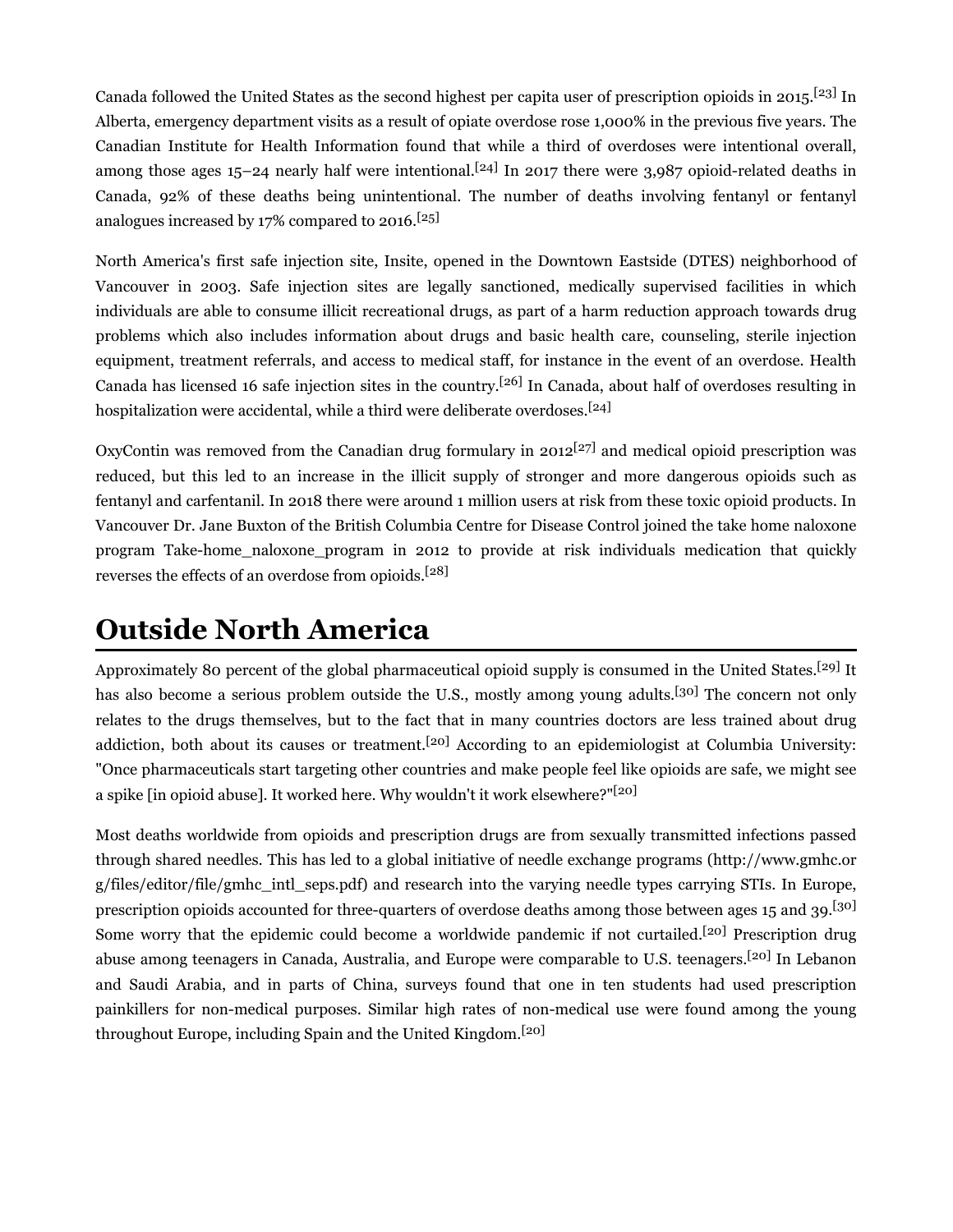Canada followed the United States as the second highest per capita user of prescription opioids in 2015.[23] In Alberta, emergency department visits as a result of opiate overdose rose 1,000% in the previous five years. The Canadian Institute for Health Information found that while a third of overdoses were intentional overall, among those ages 15–24 nearly half were intentional.[24] In 2017 there were 3,987 opioid-related deaths in Canada, 92% of these deaths being unintentional. The number of deaths involving fentanyl or fentanyl analogues increased by 17% compared to 2016.[25]

North America's first safe injection site, Insite, opened in the Downtown Eastside (DTES) neighborhood of Vancouver in 2003. Safe injection sites are legally sanctioned, medically supervised facilities in which individuals are able to consume illicit recreational drugs, as part of a harm reduction approach towards drug problems which also includes information about drugs and basic health care, counseling, sterile injection equipment, treatment referrals, and access to medical staff, for instance in the event of an overdose. Health Canada has licensed 16 safe injection sites in the country.[26] In Canada, about half of overdoses resulting in hospitalization were accidental, while a third were deliberate overdoses.[24]

OxyContin was removed from the Canadian drug formulary in 2012[27] and medical opioid prescription was reduced, but this led to an increase in the illicit supply of stronger and more dangerous opioids such as fentanyl and carfentanil. In 2018 there were around 1 million users at risk from these toxic opioid products. In Vancouver Dr. Jane Buxton of the British Columbia Centre for Disease Control joined the take home naloxone program Take-home_naloxone_program in 2012 to provide at risk individuals medication that quickly reverses the effects of an overdose from opioids.[28]

## Outside North America

Approximately 80 percent of the global pharmaceutical opioid supply is consumed in the United States.[29] It has also become a serious problem outside the U.S., mostly among young adults.[30] The concern not only relates to the drugs themselves, but to the fact that in many countries doctors are less trained about drug addiction, both about its causes or treatment.[20] According to an epidemiologist at Columbia University: "Once pharmaceuticals start targeting other countries and make people feel like opioids are safe, we might see a spike [in opioid abuse]. It worked here. Why wouldn't it work elsewhere?"[20]

Most deaths worldwide from opioids and prescription drugs are from sexually transmitted infections passed through shared needles. This has led to a global initiative of needle exchange programs (http://www.gmhc.org/files/editor/file/gmhc_intl_seps.pdf) and research into the varying needle types carrying STIs. In Europe, prescription opioids accounted for three-quarters of overdose deaths among those between ages 15 and 39.[30] Some worry that the epidemic could become a worldwide pandemic if not curtailed.[20] Prescription drug abuse among teenagers in Canada, Australia, and Europe were comparable to U.S. teenagers.[20] In Lebanon and Saudi Arabia, and in parts of China, surveys found that one in ten students had used prescription painkillers for non-medical purposes. Similar high rates of non-medical use were found among the young throughout Europe, including Spain and the United Kingdom.[20]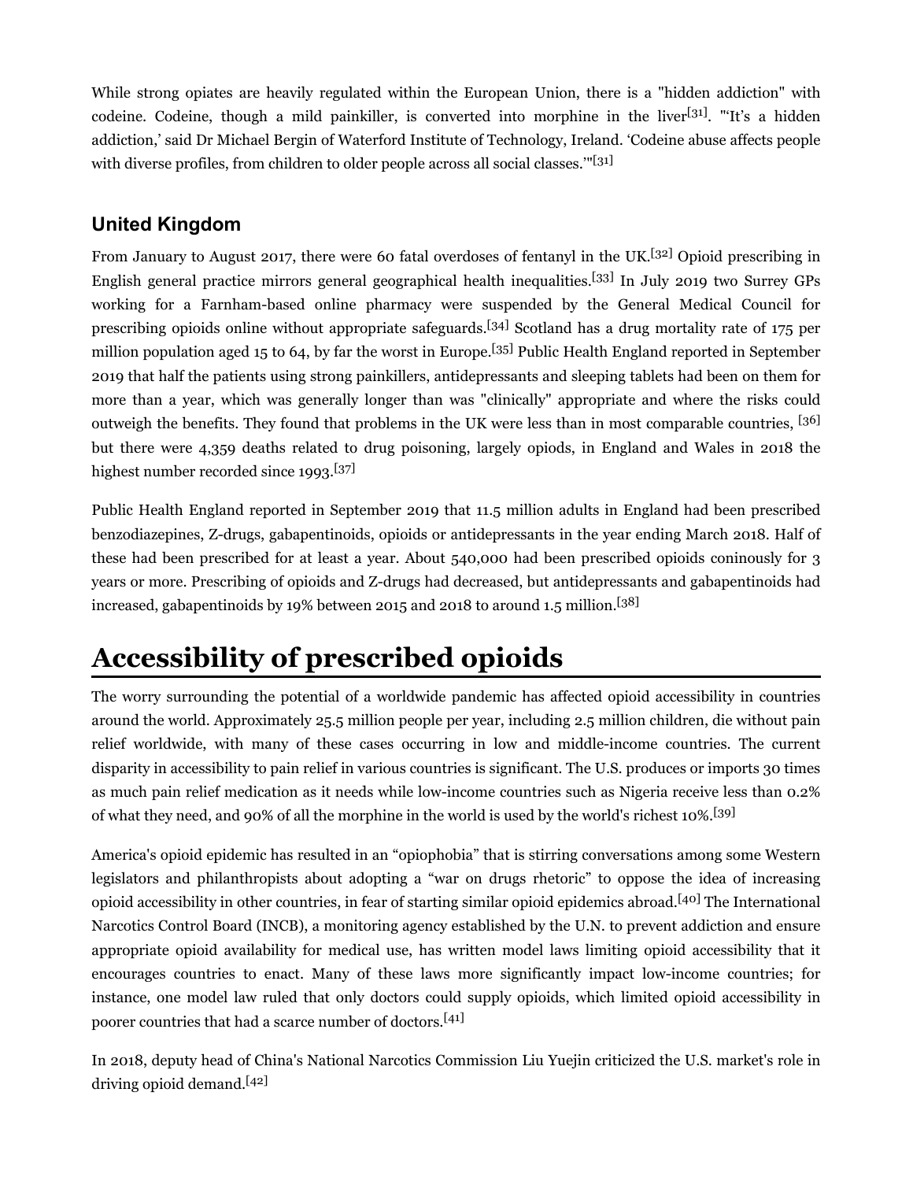While strong opiates are heavily regulated within the European Union, there is a "hidden addiction" with codeine. Codeine, though a mild painkiller, is converted into morphine in the liver[31]. "'It's a hidden addiction,' said Dr Michael Bergin of Waterford Institute of Technology, Ireland. 'Codeine abuse affects people with diverse profiles, from children to older people across all social classes.'"[31]

### United Kingdom

From January to August 2017, there were 60 fatal overdoses of fentanyl in the UK.[32] Opioid prescribing in English general practice mirrors general geographical health inequalities.[33] In July 2019 two Surrey GPs working for a Farnham-based online pharmacy were suspended by the General Medical Council for prescribing opioids online without appropriate safeguards.[34] Scotland has a drug mortality rate of 175 per million population aged 15 to 64, by far the worst in Europe.[35] Public Health England reported in September 2019 that half the patients using strong painkillers, antidepressants and sleeping tablets had been on them for more than a year, which was generally longer than was "clinically" appropriate and where the risks could outweigh the benefits. They found that problems in the UK were less than in most comparable countries, [36] but there were 4,359 deaths related to drug poisoning, largely opioids, in England and Wales in 2018 the highest number recorded since 1993.[37]

Public Health England reported in September 2019 that 11.5 million adults in England had been prescribed benzodiazepines, Z-drugs, gabapentinoids, opioids or antidepressants in the year ending March 2018. Half of these had been prescribed for at least a year. About 540,000 had been prescribed opioids coninously for 3 years or more. Prescribing of opioids and Z-drugs had decreased, but antidepressants and gabapentinoids had increased, gabapentinoids by 19% between 2015 and 2018 to around 1.5 million.[38]

# Accessibility of prescribed opioids

The worry surrounding the potential of a worldwide pandemic has affected opioid accessibility in countries around the world. Approximately 25.5 million people per year, including 2.5 million children, die without pain relief worldwide, with many of these cases occurring in low and middle-income countries. The current disparity in accessibility to pain relief in various countries is significant. The U.S. produces or imports 30 times as much pain relief medication as it needs while low-income countries such as Nigeria receive less than 0.2% of what they need, and 90% of all the morphine in the world is used by the world's richest 10%.[39]

America's opioid epidemic has resulted in an "opiophobia" that is stirring conversations among some Western legislators and philanthropists about adopting a "war on drugs rhetoric" to oppose the idea of increasing opioid accessibility in other countries, in fear of starting similar opioid epidemics abroad.[40] The International Narcotics Control Board (INCB), a monitoring agency established by the U.N. to prevent addiction and ensure appropriate opioid availability for medical use, has written model laws limiting opioid accessibility that it encourages countries to enact. Many of these laws more significantly impact low-income countries; for instance, one model law ruled that only doctors could supply opioids, which limited opioid accessibility in poorer countries that had a scarce number of doctors.[41]

In 2018, deputy head of China's National Narcotics Commission Liu Yuejin criticized the U.S. market's role in driving opioid demand.[42]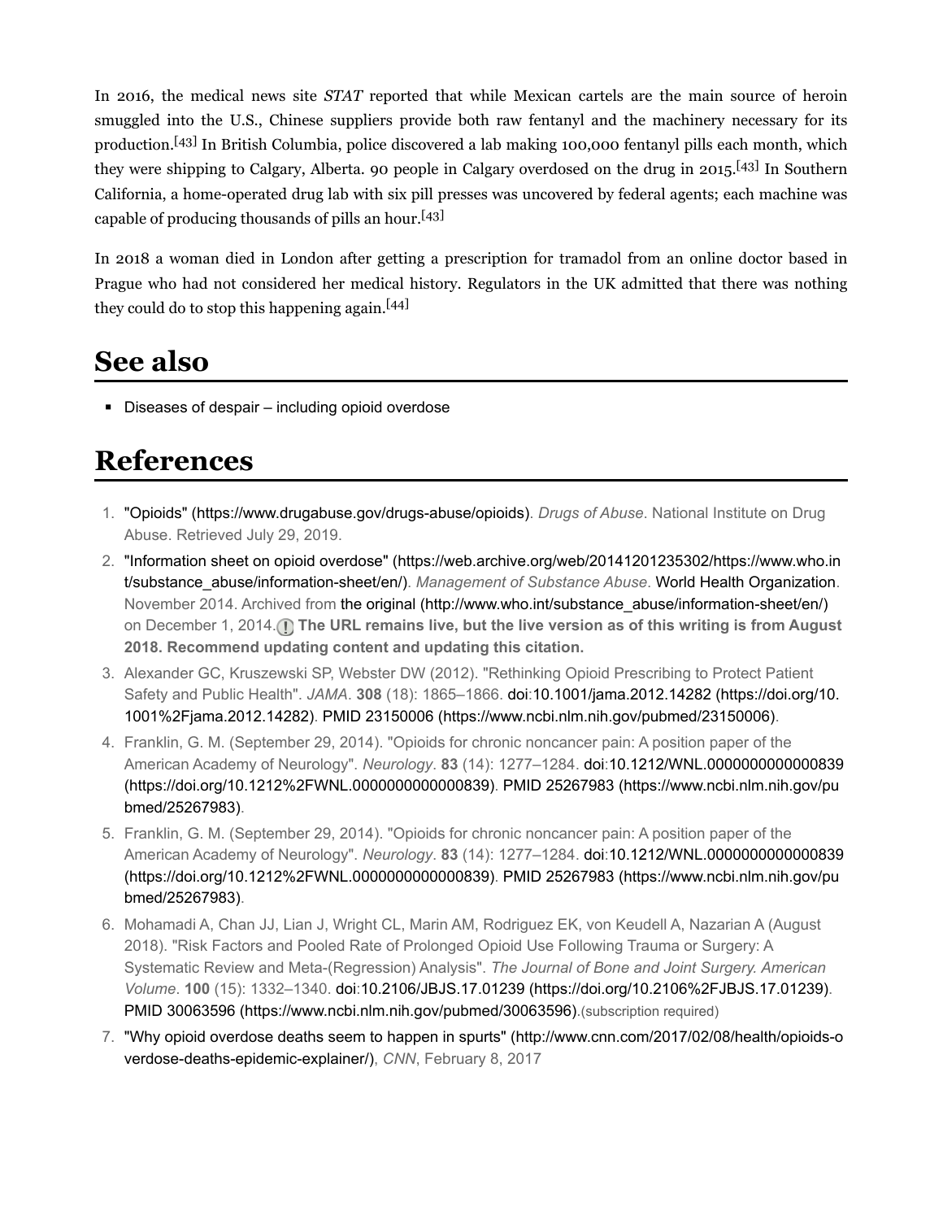In 2016, the medical news site *STAT* reported that while Mexican cartels are the main source of heroin smuggled into the U.S., Chinese suppliers provide both raw fentanyl and the machinery necessary for its production.[43] In British Columbia, police discovered a lab making 100,000 fentanyl pills each month, which they were shipping to Calgary, Alberta. 90 people in Calgary overdosed on the drug in 2015.[43] In Southern California, a home-operated drug lab with six pill presses was uncovered by federal agents; each machine was capable of producing thousands of pills an hour.[43]

In 2018 a woman died in London after getting a prescription for tramadol from an online doctor based in Prague who had not considered her medical history. Regulators in the UK admitted that there was nothing they could do to stop this happening again.[44]

## See also

- Diseases of despair – including opioid overdose

## References

1. "Opioids" (https://www.drugabuse.gov/drugs-abuse/opioids). *Drugs of Abuse*. National Institute on Drug Abuse. Retrieved July 29, 2019.
2. "Information sheet on opioid overdose" (https://web.archive.org/web/20141201235302/https://www.who.int/substance_abuse/information-sheet/en/). *Management of Substance Abuse*. World Health Organization. November 2014. Archived from the original (http://www.who.int/substance_abuse/information-sheet/en/) on December 1, 2014. **The URL remains live, but the live version as of this writing is from August 2018. Recommend updating content and updating this citation.**
3. Alexander GC, Kruszewski SP, Webster DW (2012). "Rethinking Opioid Prescribing to Protect Patient Safety and Public Health". *JAMA*. **308** (18): 1865–1866. doi:10.1001/jama.2012.14282 (https://doi.org/10.1001%2Fjama.2012.14282). PMID 23150006 (https://www.ncbi.nlm.nih.gov/pubmed/23150006).
4. Franklin, G. M. (September 29, 2014). "Opioids for chronic noncancer pain: A position paper of the American Academy of Neurology". *Neurology*. **83** (14): 1277–1284. doi:10.1212/WNL.0000000000000839 (https://doi.org/10.1212%2FWNL.0000000000000839). PMID 25267983 (https://www.ncbi.nlm.nih.gov/pubmed/25267983).
5. Franklin, G. M. (September 29, 2014). "Opioids for chronic noncancer pain: A position paper of the American Academy of Neurology". *Neurology*. **83** (14): 1277–1284. doi:10.1212/WNL.0000000000000839 (https://doi.org/10.1212%2FWNL.0000000000000839). PMID 25267983 (https://www.ncbi.nlm.nih.gov/pubmed/25267983).
6. Mohamadi A, Chan JJ, Lian J, Wright CL, Marin AM, Rodriguez EK, von Keudell A, Nazarian A (August 2018). "Risk Factors and Pooled Rate of Prolonged Opioid Use Following Trauma or Surgery: A Systematic Review and Meta-(Regression) Analysis". *The Journal of Bone and Joint Surgery. American Volume*. **100** (15): 1332–1340. doi:10.2106/JBJS.17.01239 (https://doi.org/10.2106%2FJBJS.17.01239). PMID 30063596 (https://www.ncbi.nlm.nih.gov/pubmed/30063596).(subscription required)
7. "Why opioid overdose deaths seem to happen in spurts" (http://www.cnn.com/2017/02/08/health/opioids-overdose-deaths-epidemic-explainer/), *CNN*, February 8, 2017